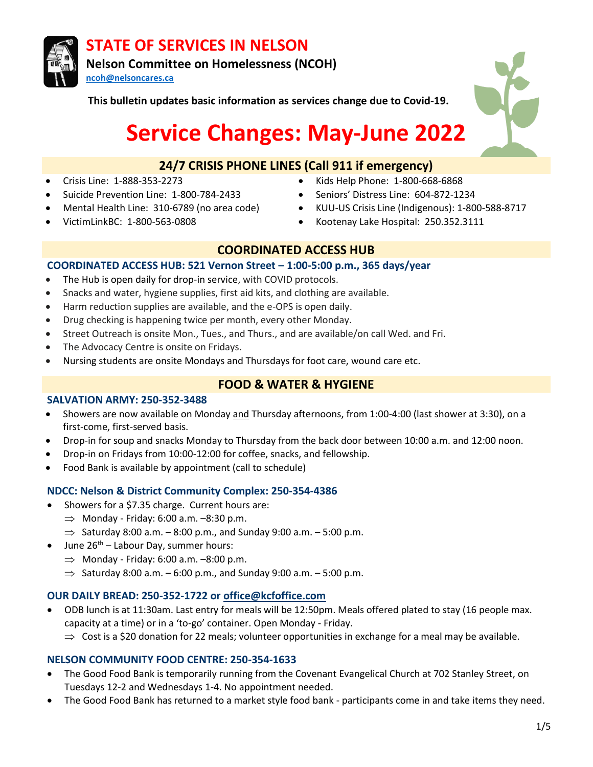# STATE OF SERVICES IN NELSON

**Nelson Committee on Homelessness (NCOH)**

ncoh@nelsoncares.ca

**This bulletin updates basic information as services change due to Covid-19.**

# Service Changes: May-June 2022

## 24/7 CRISIS PHONE LINES (Call 911 if emergency)

- Crisis Line: 1-888-353-2273
- Suicide Prevention Line: 1-800-784-2433
- Mental Health Line: 310-6789 (no area code)
- VictimLinkBC: 1-800-563-0808
- Kids Help Phone: 1-800-668-6868
- Seniors' Distress Line: 604-872-1234
- KUU-US Crisis Line (Indigenous): 1-800-588-8717
- Kootenay Lake Hospital: 250.352.3111

## COORDINATED ACCESS HUB

### COORDINATED ACCESS HUB: 521 Vernon Street – 1:00-5:00 p.m., 365 days/year

- The Hub is open daily for drop-in service, with COVID protocols.
- Snacks and water, hygiene supplies, first aid kits, and clothing are available.
- Harm reduction supplies are available, and the e-OPS is open daily.
- Drug checking is happening twice per month, every other Monday.
- Street Outreach is onsite Mon., Tues., and Thurs., and are available/on call Wed. and Fri.
- The Advocacy Centre is onsite on Fridays.
- Nursing students are onsite Mondays and Thursdays for foot care, wound care etc.

## FOOD & WATER & HYGIENE

### SALVATION ARMY: 250-352-3488

- Showers are now available on Monday and Thursday afternoons, from 1:00-4:00 (last shower at 3:30), on a first-come, first-served basis.
- Drop-in for soup and snacks Monday to Thursday from the back door between 10:00 a.m. and 12:00 noon.
- Drop-in on Fridays from 10:00-12:00 for coffee, snacks, and fellowship.
- Food Bank is available by appointment (call to schedule)

### NDCC: Nelson & District Community Complex: 250-354-4386

- Showers for a $7.35 charge. Current hours are:
  - ⇒ Monday - Friday: 6:00 a.m. –8:30 p.m.
  - ⇒ Saturday 8:00 a.m. – 8:00 p.m., and Sunday 9:00 a.m. – 5:00 p.m.
- June 26th – Labour Day, summer hours:
  - ⇒ Monday - Friday: 6:00 a.m. –8:00 p.m.
  - ⇒ Saturday 8:00 a.m. – 6:00 p.m., and Sunday 9:00 a.m. – 5:00 p.m.

### OUR DAILY BREAD: 250-352-1722 or office@kcfoffice.com

- ODB lunch is at 11:30am. Last entry for meals will be 12:50pm. Meals offered plated to stay (16 people max. capacity at a time) or in a 'to-go' container. Open Monday - Friday.
  - ⇒ Cost is a $20 donation for 22 meals; volunteer opportunities in exchange for a meal may be available.

### NELSON COMMUNITY FOOD CENTRE: 250-354-1633

- The Good Food Bank is temporarily running from the Covenant Evangelical Church at 702 Stanley Street, on Tuesdays 12-2 and Wednesdays 1-4. No appointment needed.
- The Good Food Bank has returned to a market style food bank - participants come in and take items they need.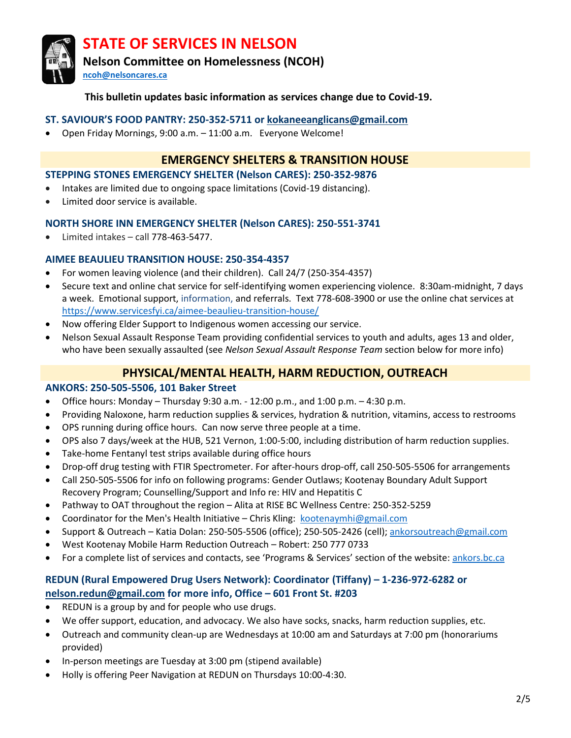# STATE OF SERVICES IN NELSON

**Nelson Committee on Homelessness (NCOH)**

ncoh@nelsoncares.ca

**This bulletin updates basic information as services change due to Covid-19.**

### ST. SAVIOUR'S FOOD PANTRY: 250-352-5711 or kokaneeanglicans@gmail.com

- Open Friday Mornings, 9:00 a.m. – 11:00 a.m. Everyone Welcome!

## EMERGENCY SHELTERS & TRANSITION HOUSE

### STEPPING STONES EMERGENCY SHELTER (Nelson CARES): 250-352-9876

- Intakes are limited due to ongoing space limitations (Covid-19 distancing).
- Limited door service is available.

### NORTH SHORE INN EMERGENCY SHELTER (Nelson CARES): 250-551-3741

- Limited intakes – call 778-463-5477.

### AIMEE BEAULIEU TRANSITION HOUSE: 250-354-4357

- For women leaving violence (and their children). Call 24/7 (250-354-4357)
- Secure text and online chat service for self-identifying women experiencing violence. 8:30am-midnight, 7 days a week. Emotional support, information, and referrals. Text 778-608-3900 or use the online chat services at https://www.servicesfyi.ca/aimee-beaulieu-transition-house/
- Now offering Elder Support to Indigenous women accessing our service.
- Nelson Sexual Assault Response Team providing confidential services to youth and adults, ages 13 and older, who have been sexually assaulted (see *Nelson Sexual Assault Response Team* section below for more info)

## PHYSICAL/MENTAL HEALTH, HARM REDUCTION, OUTREACH

### ANKORS: 250-505-5506, 101 Baker Street

- Office hours: Monday – Thursday 9:30 a.m. - 12:00 p.m., and 1:00 p.m. – 4:30 p.m.
- Providing Naloxone, harm reduction supplies & services, hydration & nutrition, vitamins, access to restrooms
- OPS running during office hours. Can now serve three people at a time.
- OPS also 7 days/week at the HUB, 521 Vernon, 1:00-5:00, including distribution of harm reduction supplies.
- Take-home Fentanyl test strips available during office hours
- Drop-off drug testing with FTIR Spectrometer. For after-hours drop-off, call 250-505-5506 for arrangements
- Call 250-505-5506 for info on following programs: Gender Outlaws; Kootenay Boundary Adult Support Recovery Program; Counselling/Support and Info re: HIV and Hepatitis C
- Pathway to OAT throughout the region – Alita at RISE BC Wellness Centre: 250-352-5259
- Coordinator for the Men's Health Initiative – Chris Kling: kootenaymhi@gmail.com
- Support & Outreach – Katia Dolan: 250-505-5506 (office); 250-505-2426 (cell); ankorsoutreach@gmail.com
- West Kootenay Mobile Harm Reduction Outreach – Robert: 250 777 0733
- For a complete list of services and contacts, see 'Programs & Services' section of the website: ankors.bc.ca

### REDUN (Rural Empowered Drug Users Network): Coordinator (Tiffany) – 1-236-972-6282 or nelson.redun@gmail.com for more info, Office – 601 Front St. #203

- REDUN is a group by and for people who use drugs.
- We offer support, education, and advocacy. We also have socks, snacks, harm reduction supplies, etc.
- Outreach and community clean-up are Wednesdays at 10:00 am and Saturdays at 7:00 pm (honorariums provided)
- In-person meetings are Tuesday at 3:00 pm (stipend available)
- Holly is offering Peer Navigation at REDUN on Thursdays 10:00-4:30.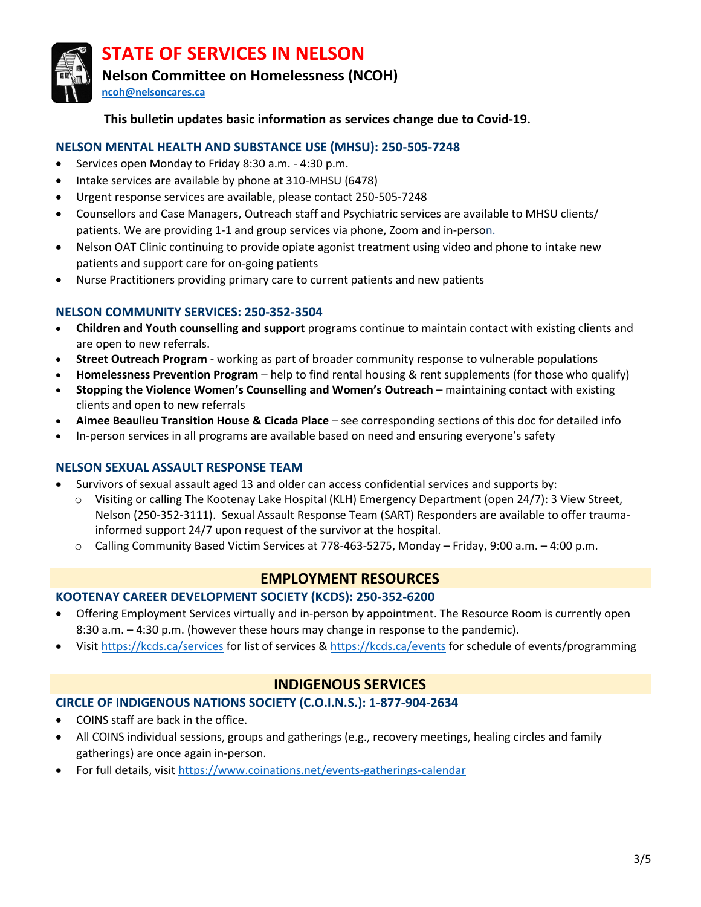# STATE OF SERVICES IN NELSON

**Nelson Committee on Homelessness (NCOH)**

**ncoh@nelsoncares.ca**

**This bulletin updates basic information as services change due to Covid-19.**

### NELSON MENTAL HEALTH AND SUBSTANCE USE (MHSU): 250-505-7248

- Services open Monday to Friday 8:30 a.m. - 4:30 p.m.
- Intake services are available by phone at 310-MHSU (6478)
- Urgent response services are available, please contact 250-505-7248
- Counsellors and Case Managers, Outreach staff and Psychiatric services are available to MHSU clients/ patients. We are providing 1-1 and group services via phone, Zoom and in-person.
- Nelson OAT Clinic continuing to provide opiate agonist treatment using video and phone to intake new patients and support care for on-going patients
- Nurse Practitioners providing primary care to current patients and new patients

### NELSON COMMUNITY SERVICES: 250-352-3504

- **Children and Youth counselling and support** programs continue to maintain contact with existing clients and are open to new referrals.
- **Street Outreach Program** - working as part of broader community response to vulnerable populations
- **Homelessness Prevention Program** – help to find rental housing & rent supplements (for those who qualify)
- **Stopping the Violence Women's Counselling and Women's Outreach** – maintaining contact with existing clients and open to new referrals
- **Aimee Beaulieu Transition House & Cicada Place** – see corresponding sections of this doc for detailed info
- In-person services in all programs are available based on need and ensuring everyone's safety

### NELSON SEXUAL ASSAULT RESPONSE TEAM

- Survivors of sexual assault aged 13 and older can access confidential services and supports by:
  - Visiting or calling The Kootenay Lake Hospital (KLH) Emergency Department (open 24/7): 3 View Street, Nelson (250-352-3111). Sexual Assault Response Team (SART) Responders are available to offer trauma-informed support 24/7 upon request of the survivor at the hospital.
  - Calling Community Based Victim Services at 778-463-5275, Monday – Friday, 9:00 a.m. – 4:00 p.m.

## EMPLOYMENT RESOURCES

### KOOTENAY CAREER DEVELOPMENT SOCIETY (KCDS): 250-352-6200

- Offering Employment Services virtually and in-person by appointment. The Resource Room is currently open 8:30 a.m. – 4:30 p.m. (however these hours may change in response to the pandemic).
- Visit https://kcds.ca/services for list of services & https://kcds.ca/events for schedule of events/programming

## INDIGENOUS SERVICES

### CIRCLE OF INDIGENOUS NATIONS SOCIETY (C.O.I.N.S.): 1-877-904-2634

- COINS staff are back in the office.
- All COINS individual sessions, groups and gatherings (e.g., recovery meetings, healing circles and family gatherings) are once again in-person.
- For full details, visit https://www.coinations.net/events-gatherings-calendar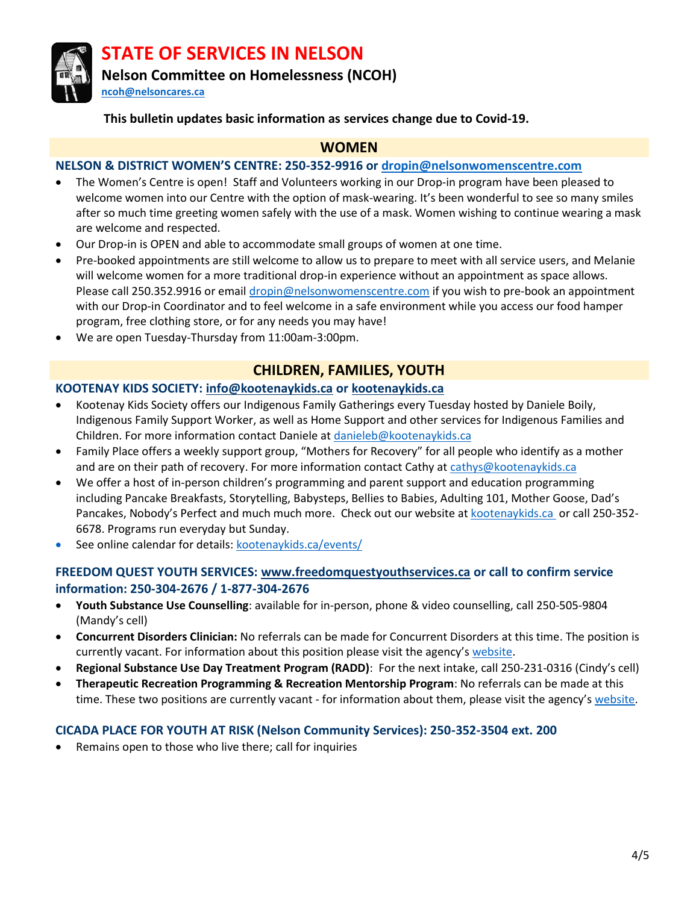# STATE OF SERVICES IN NELSON

**Nelson Committee on Homelessness (NCOH)**

**ncoh@nelsoncares.ca**

**This bulletin updates basic information as services change due to Covid-19.**

## WOMEN

### NELSON & DISTRICT WOMEN'S CENTRE: 250-352-9916 or dropin@nelsonwomenscentre.com

- The Women's Centre is open! Staff and Volunteers working in our Drop-in program have been pleased to welcome women into our Centre with the option of mask-wearing. It's been wonderful to see so many smiles after so much time greeting women safely with the use of a mask. Women wishing to continue wearing a mask are welcome and respected.
- Our Drop-in is OPEN and able to accommodate small groups of women at one time.
- Pre-booked appointments are still welcome to allow us to prepare to meet with all service users, and Melanie will welcome women for a more traditional drop-in experience without an appointment as space allows. Please call 250.352.9916 or email dropin@nelsonwomenscentre.com if you wish to pre-book an appointment with our Drop-in Coordinator and to feel welcome in a safe environment while you access our food hamper program, free clothing store, or for any needs you may have!
- We are open Tuesday-Thursday from 11:00am-3:00pm.

## CHILDREN, FAMILIES, YOUTH

### KOOTENAY KIDS SOCIETY: info@kootenaykids.ca or kootenaykids.ca

- Kootenay Kids Society offers our Indigenous Family Gatherings every Tuesday hosted by Daniele Boily, Indigenous Family Support Worker, as well as Home Support and other services for Indigenous Families and Children. For more information contact Daniele at danieleb@kootenaykids.ca
- Family Place offers a weekly support group, "Mothers for Recovery" for all people who identify as a mother and are on their path of recovery. For more information contact Cathy at cathys@kootenaykids.ca
- We offer a host of in-person children's programming and parent support and education programming including Pancake Breakfasts, Storytelling, Babysteps, Bellies to Babies, Adulting 101, Mother Goose, Dad's Pancakes, Nobody's Perfect and much much more. Check out our website at kootenaykids.ca or call 250-352-6678. Programs run everyday but Sunday.
- See online calendar for details: kootenaykids.ca/events/

### FREEDOM QUEST YOUTH SERVICES: www.freedomquestyouthservices.ca or call to confirm service information: 250-304-2676 / 1-877-304-2676

- **Youth Substance Use Counselling**: available for in-person, phone & video counselling, call 250-505-9804 (Mandy's cell)
- **Concurrent Disorders Clinician:** No referrals can be made for Concurrent Disorders at this time. The position is currently vacant. For information about this position please visit the agency's website.
- **Regional Substance Use Day Treatment Program (RADD)**: For the next intake, call 250-231-0316 (Cindy's cell)
- **Therapeutic Recreation Programming & Recreation Mentorship Program**: No referrals can be made at this time. These two positions are currently vacant - for information about them, please visit the agency's website.

### CICADA PLACE FOR YOUTH AT RISK (Nelson Community Services): 250-352-3504 ext. 200

- Remains open to those who live there; call for inquiries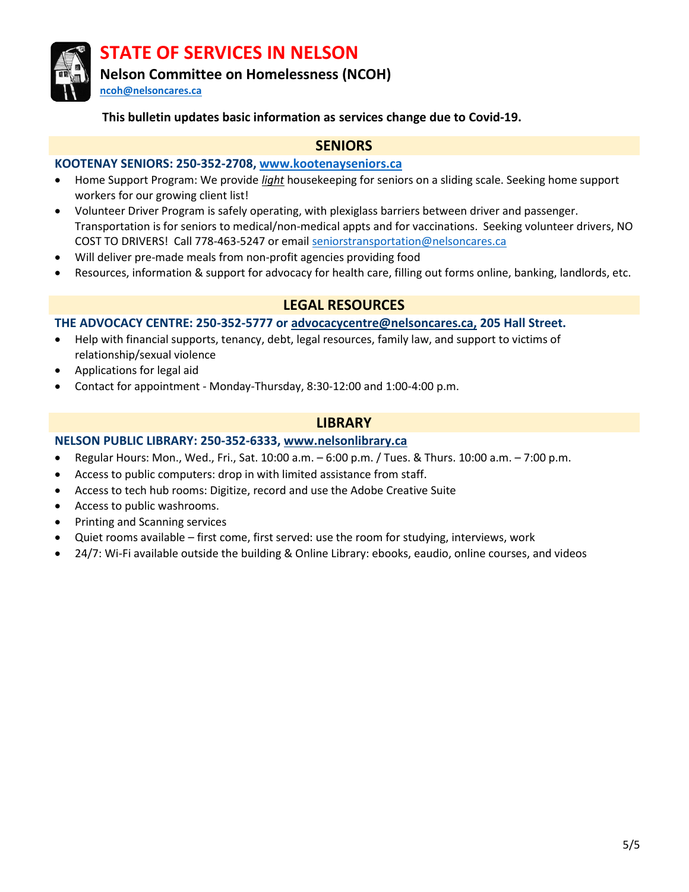# STATE OF SERVICES IN NELSON

**Nelson Committee on Homelessness (NCOH)**

**ncoh@nelsoncares.ca**

**This bulletin updates basic information as services change due to Covid-19.**

## SENIORS

### KOOTENAY SENIORS: 250-352-2708, www.kootenayseniors.ca

- Home Support Program: We provide *light* housekeeping for seniors on a sliding scale. Seeking home support workers for our growing client list!
- Volunteer Driver Program is safely operating, with plexiglass barriers between driver and passenger. Transportation is for seniors to medical/non-medical appts and for vaccinations. Seeking volunteer drivers, NO COST TO DRIVERS! Call 778-463-5247 or email seniorstransportation@nelsoncares.ca
- Will deliver pre-made meals from non-profit agencies providing food
- Resources, information & support for advocacy for health care, filling out forms online, banking, landlords, etc.

## LEGAL RESOURCES

### THE ADVOCACY CENTRE: 250-352-5777 or advocacycentre@nelsoncares.ca, 205 Hall Street.

- Help with financial supports, tenancy, debt, legal resources, family law, and support to victims of relationship/sexual violence
- Applications for legal aid
- Contact for appointment - Monday-Thursday, 8:30-12:00 and 1:00-4:00 p.m.

## LIBRARY

### NELSON PUBLIC LIBRARY: 250-352-6333, www.nelsonlibrary.ca

- Regular Hours: Mon., Wed., Fri., Sat. 10:00 a.m. – 6:00 p.m. / Tues. & Thurs. 10:00 a.m. – 7:00 p.m.
- Access to public computers: drop in with limited assistance from staff.
- Access to tech hub rooms: Digitize, record and use the Adobe Creative Suite
- Access to public washrooms.
- Printing and Scanning services
- Quiet rooms available – first come, first served: use the room for studying, interviews, work
- 24/7: Wi-Fi available outside the building & Online Library: ebooks, eaudio, online courses, and videos